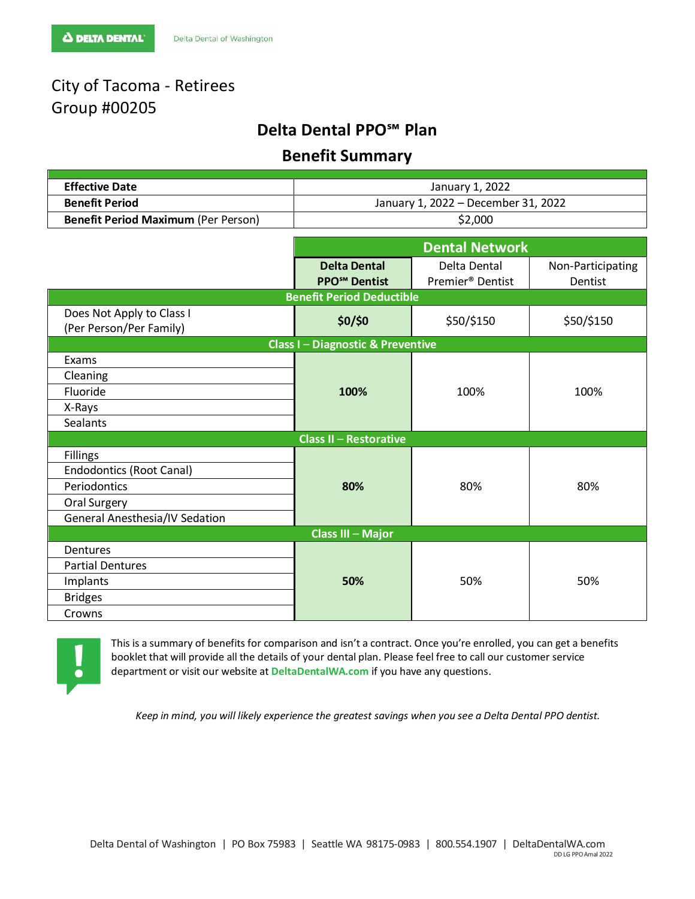Delta Dental of Washington

# City of Tacoma - Retirees
# Group #00205

## Delta Dental PPO℠ Plan

## Benefit Summary

| | |
|---|---|
| **Effective Date** | January 1, 2022 |
| **Benefit Period** | January 1, 2022 – December 31, 2022 |
| **Benefit Period Maximum** (Per Person) | $2,000 |

| | Dental Network | | |
|---|---|---|---|
| | **Delta Dental PPO℠ Dentist** | Delta Dental Premier® Dentist | Non-Participating Dentist |
| **Benefit Period Deductible** | | | |
| Does Not Apply to Class I (Per Person/Per Family) | **$0/$0** | $50/$150 | $50/$150 |
| **Class I – Diagnostic & Preventive** | | | |
| Exams<br>Cleaning<br>Fluoride<br>X-Rays<br>Sealants | **100%** | 100% | 100% |
| **Class II – Restorative** | | | |
| Fillings<br>Endodontics (Root Canal)<br>Periodontics<br>Oral Surgery<br>General Anesthesia/IV Sedation | **80%** | 80% | 80% |
| **Class III – Major** | | | |
| Dentures<br>Partial Dentures<br>Implants<br>Bridges<br>Crowns | **50%** | 50% | 50% |

This is a summary of benefits for comparison and isn't a contract. Once you're enrolled, you can get a benefits booklet that will provide all the details of your dental plan. Please feel free to call our customer service department or visit our website at **DeltaDentalWA.com** if you have any questions.

*Keep in mind, you will likely experience the greatest savings when you see a Delta Dental PPO dentist.*

Delta Dental of Washington | PO Box 75983 | Seattle WA 98175-0983 | 800.554.1907 | DeltaDentalWA.com

DD LG PPO Amal 2022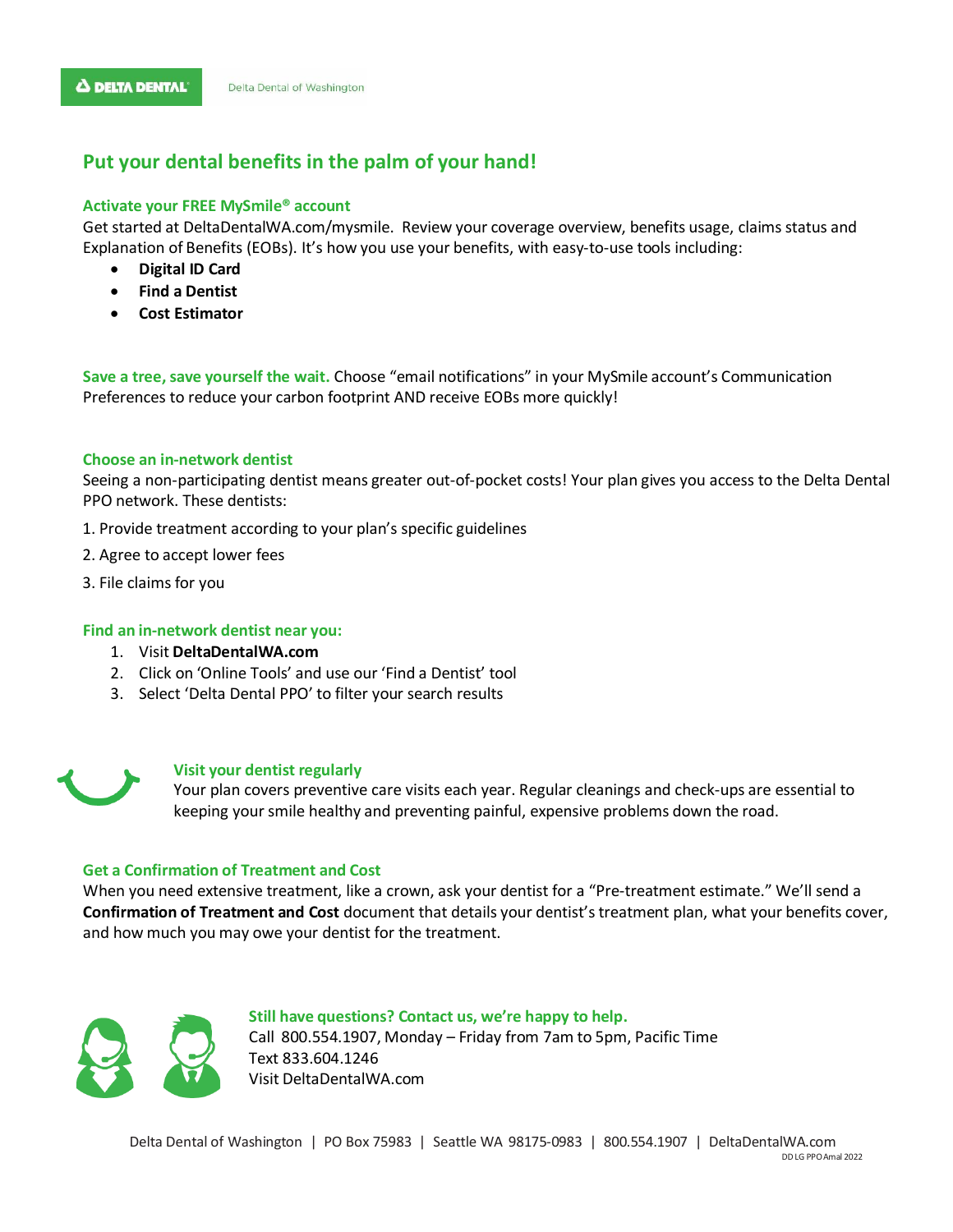DELTA DENTAL® Delta Dental of Washington

## Put your dental benefits in the palm of your hand!

### Activate your FREE MySmile® account

Get started at DeltaDentalWA.com/mysmile. Review your coverage overview, benefits usage, claims status and Explanation of Benefits (EOBs). It's how you use your benefits, with easy-to-use tools including:

- **Digital ID Card**
- **Find a Dentist**
- **Cost Estimator**

**Save a tree, save yourself the wait.** Choose "email notifications" in your MySmile account's Communication Preferences to reduce your carbon footprint AND receive EOBs more quickly!

### Choose an in-network dentist

Seeing a non-participating dentist means greater out-of-pocket costs! Your plan gives you access to the Delta Dental PPO network. These dentists:

1. Provide treatment according to your plan's specific guidelines
2. Agree to accept lower fees
3. File claims for you

### Find an in-network dentist near you:

1. Visit **DeltaDentalWA.com**
2. Click on 'Online Tools' and use our 'Find a Dentist' tool
3. Select 'Delta Dental PPO' to filter your search results

### Visit your dentist regularly

Your plan covers preventive care visits each year. Regular cleanings and check-ups are essential to keeping your smile healthy and preventing painful, expensive problems down the road.

### Get a Confirmation of Treatment and Cost

When you need extensive treatment, like a crown, ask your dentist for a "Pre-treatment estimate." We'll send a **Confirmation of Treatment and Cost** document that details your dentist's treatment plan, what your benefits cover, and how much you may owe your dentist for the treatment.

### Still have questions? Contact us, we're happy to help.

Call 800.554.1907, Monday – Friday from 7am to 5pm, Pacific Time
Text 833.604.1246
Visit DeltaDentalWA.com

Delta Dental of Washington | PO Box 75983 | Seattle WA 98175-0983 | 800.554.1907 | DeltaDentalWA.com

DD LG PPO Amal 2022